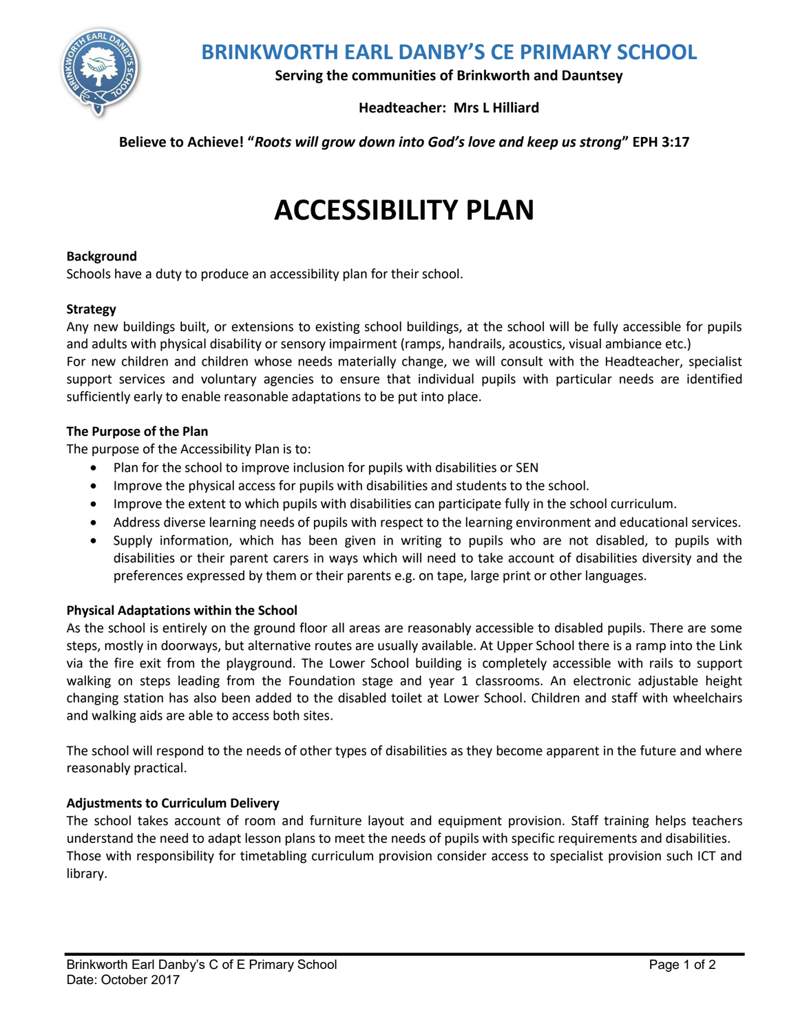# BRINKWORTH EARL DANBY'S CE PRIMARY SCHOOL

**Serving the communities of Brinkworth and Dauntsey**

**Headteacher: Mrs L Hilliard**

**Believe to Achieve! "*Roots will grow down into God's love and keep us strong*" EPH 3:17**

# ACCESSIBILITY PLAN

**Background**

Schools have a duty to produce an accessibility plan for their school.

**Strategy**

Any new buildings built, or extensions to existing school buildings, at the school will be fully accessible for pupils and adults with physical disability or sensory impairment (ramps, handrails, acoustics, visual ambiance etc.)

For new children and children whose needs materially change, we will consult with the Headteacher, specialist support services and voluntary agencies to ensure that individual pupils with particular needs are identified sufficiently early to enable reasonable adaptations to be put into place.

**The Purpose of the Plan**

The purpose of the Accessibility Plan is to:

- Plan for the school to improve inclusion for pupils with disabilities or SEN
- Improve the physical access for pupils with disabilities and students to the school.
- Improve the extent to which pupils with disabilities can participate fully in the school curriculum.
- Address diverse learning needs of pupils with respect to the learning environment and educational services.
- Supply information, which has been given in writing to pupils who are not disabled, to pupils with disabilities or their parent carers in ways which will need to take account of disabilities diversity and the preferences expressed by them or their parents e.g. on tape, large print or other languages.

**Physical Adaptations within the School**

As the school is entirely on the ground floor all areas are reasonably accessible to disabled pupils. There are some steps, mostly in doorways, but alternative routes are usually available. At Upper School there is a ramp into the Link via the fire exit from the playground. The Lower School building is completely accessible with rails to support walking on steps leading from the Foundation stage and year 1 classrooms. An electronic adjustable height changing station has also been added to the disabled toilet at Lower School. Children and staff with wheelchairs and walking aids are able to access both sites.

The school will respond to the needs of other types of disabilities as they become apparent in the future and where reasonably practical.

**Adjustments to Curriculum Delivery**

The school takes account of room and furniture layout and equipment provision. Staff training helps teachers understand the need to adapt lesson plans to meet the needs of pupils with specific requirements and disabilities. Those with responsibility for timetabling curriculum provision consider access to specialist provision such ICT and library.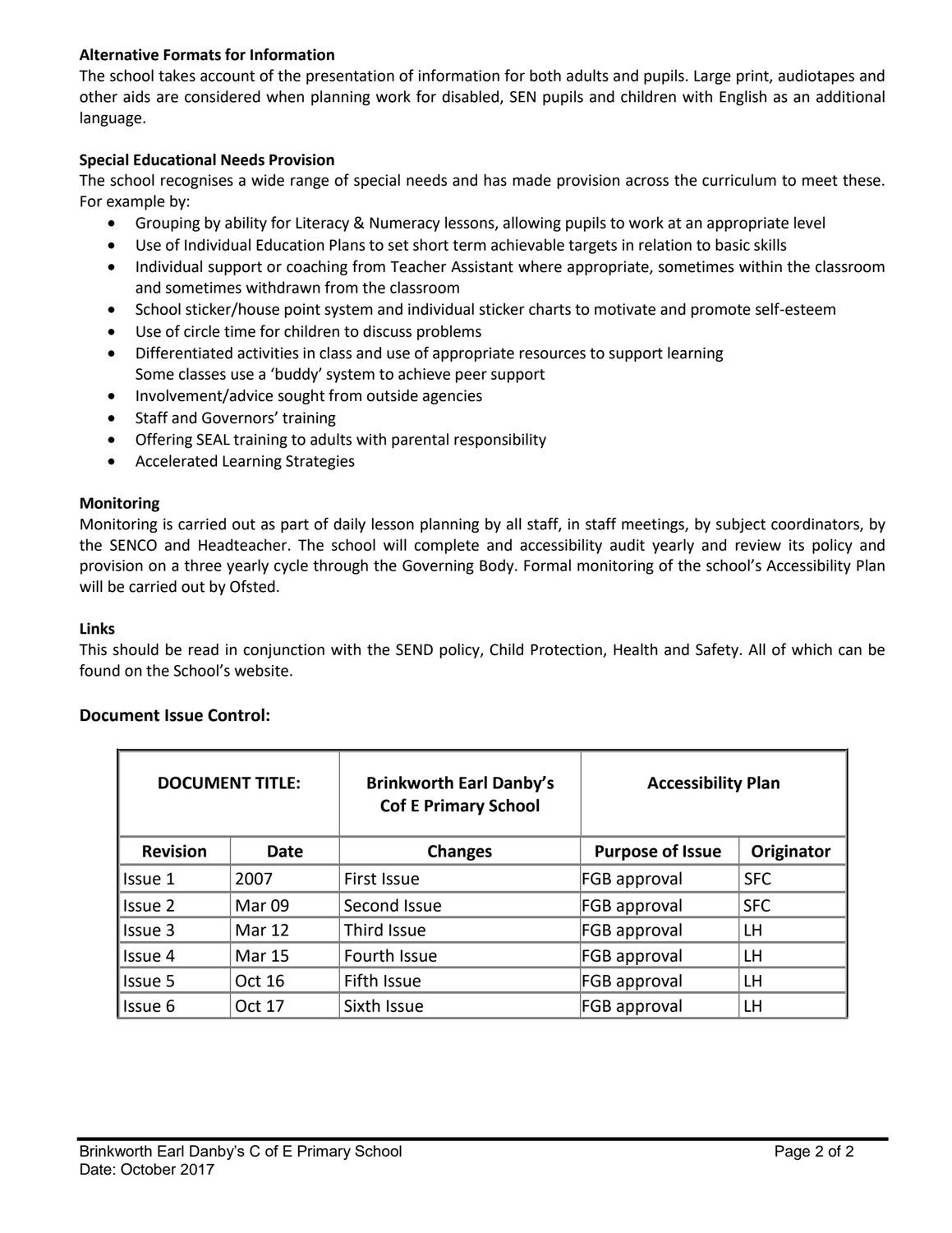**Alternative Formats for Information**

The school takes account of the presentation of information for both adults and pupils. Large print, audiotapes and other aids are considered when planning work for disabled, SEN pupils and children with English as an additional language.

**Special Educational Needs Provision**

The school recognises a wide range of special needs and has made provision across the curriculum to meet these. For example by:

- Grouping by ability for Literacy & Numeracy lessons, allowing pupils to work at an appropriate level
- Use of Individual Education Plans to set short term achievable targets in relation to basic skills
- Individual support or coaching from Teacher Assistant where appropriate, sometimes within the classroom and sometimes withdrawn from the classroom
- School sticker/house point system and individual sticker charts to motivate and promote self-esteem
- Use of circle time for children to discuss problems
- Differentiated activities in class and use of appropriate resources to support learning
  Some classes use a 'buddy' system to achieve peer support
- Involvement/advice sought from outside agencies
- Staff and Governors' training
- Offering SEAL training to adults with parental responsibility
- Accelerated Learning Strategies

**Monitoring**

Monitoring is carried out as part of daily lesson planning by all staff, in staff meetings, by subject coordinators, by the SENCO and Headteacher. The school will complete and accessibility audit yearly and review its policy and provision on a three yearly cycle through the Governing Body. Formal monitoring of the school's Accessibility Plan will be carried out by Ofsted.

**Links**

This should be read in conjunction with the SEND policy, Child Protection, Health and Safety. All of which can be found on the School's website.

## Document Issue Control:

| DOCUMENT TITLE: | | Brinkworth Earl Danby's Cof E Primary School | Accessibility Plan | |
|---|---|---|---|---|
| **Revision** | **Date** | **Changes** | **Purpose of Issue** | **Originator** |
| Issue 1 | 2007 | First Issue | FGB approval | SFC |
| Issue 2 | Mar 09 | Second Issue | FGB approval | SFC |
| Issue 3 | Mar 12 | Third Issue | FGB approval | LH |
| Issue 4 | Mar 15 | Fourth Issue | FGB approval | LH |
| Issue 5 | Oct 16 | Fifth Issue | FGB approval | LH |
| Issue 6 | Oct 17 | Sixth Issue | FGB approval | LH |